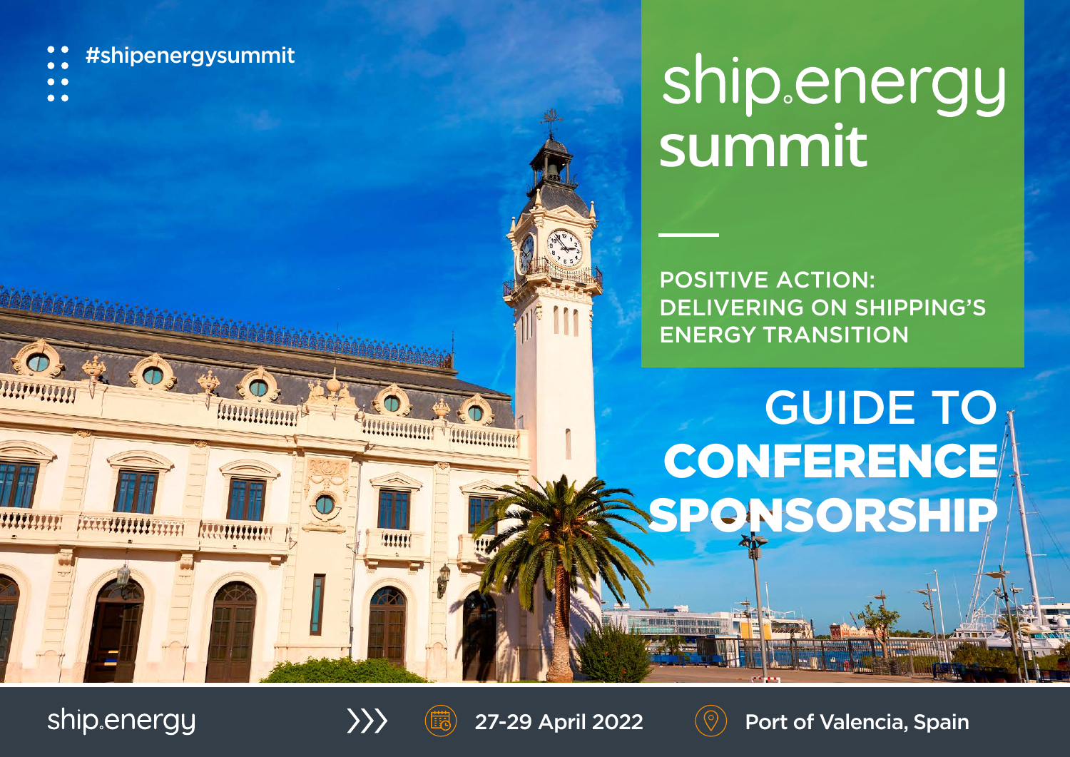#shipenergysummit

# ship.energy summit

POSITIVE ACTION: DELIVERING ON SHIPPING'S ENERGY TRANSITION

# GUIDE TO **CONFERENCE SPONSORSHIP**

ship.energy

27-29 April 2022

Port of Valencia, Spain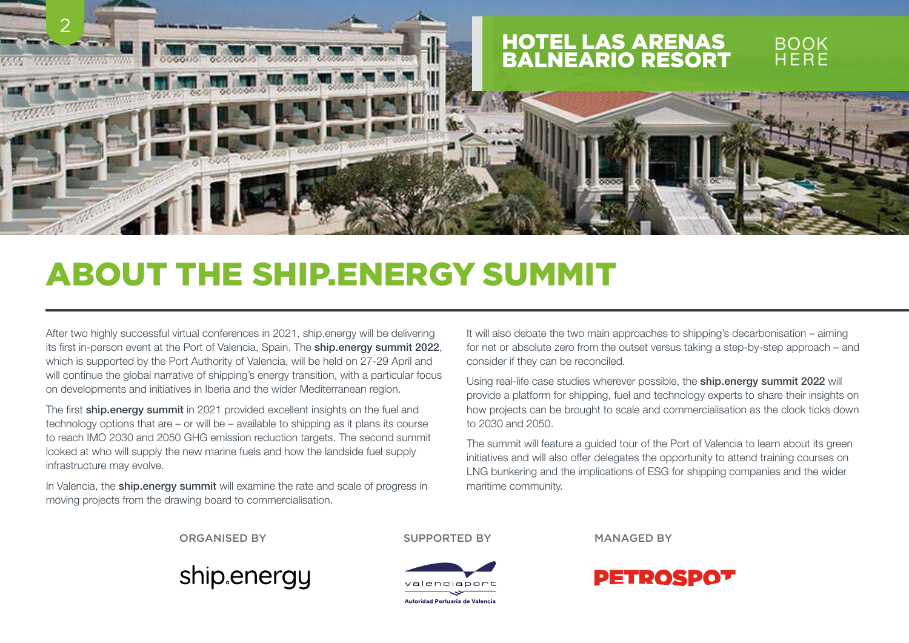HOTEL LAS ARENAS BALNEARIO RESORT

BOOK HERE

# ABOUT THE SHIP.ENERGY SUMMIT

After two highly successful virtual conferences in 2021, ship.energy will be delivering its first in-person event at the Port of Valencia, Spain. The **ship.energy summit 2022**, which is supported by the Port Authority of Valencia, will be held on 27-29 April and will continue the global narrative of shipping's energy transition, with a particular focus on developments and initiatives in Iberia and the wider Mediterranean region.

The first **ship.energy summit** in 2021 provided excellent insights on the fuel and technology options that are – or will be – available to shipping as it plans its course to reach IMO 2030 and 2050 GHG emission reduction targets. The second summit looked at who will supply the new marine fuels and how the landside fuel supply infrastructure may evolve.

In Valencia, the **ship.energy summit** will examine the rate and scale of progress in moving projects from the drawing board to commercialisation.

It will also debate the two main approaches to shipping's decarbonisation – aiming for net or absolute zero from the outset versus taking a step-by-step approach – and consider if they can be reconciled.

Using real-life case studies wherever possible, the **ship.energy summit 2022** will provide a platform for shipping, fuel and technology experts to share their insights on how projects can be brought to scale and commercialisation as the clock ticks down to 2030 and 2050.

The summit will feature a guided tour of the Port of Valencia to learn about its green initiatives and will also offer delegates the opportunity to attend training courses on LNG bunkering and the implications of ESG for shipping companies and the wider maritime community.

ORGANISED BY

ship.energy

SUPPORTED BY

valenciaport
Autoridad Portuaria de Valencia

MANAGED BY

PETROSPOT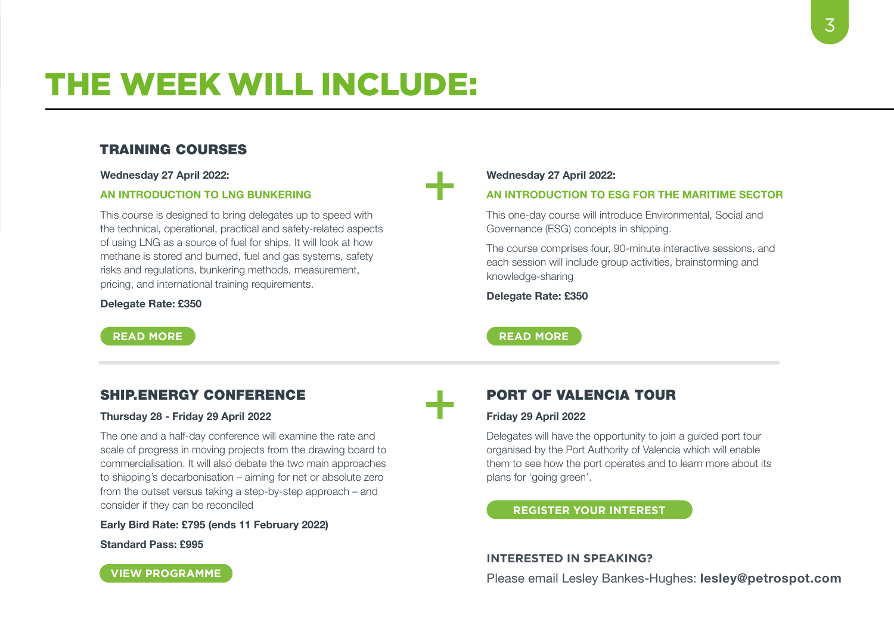# THE WEEK WILL INCLUDE:

## TRAINING COURSES

**Wednesday 27 April 2022:**

**AN INTRODUCTION TO LNG BUNKERING**

This course is designed to bring delegates up to speed with the technical, operational, practical and safety-related aspects of using LNG as a source of fuel for ships. It will look at how methane is stored and burned, fuel and gas systems, safety risks and regulations, bunkering methods, measurement, pricing, and international training requirements.

**Delegate Rate: £350**

READ MORE

+

**Wednesday 27 April 2022:**

**AN INTRODUCTION TO ESG FOR THE MARITIME SECTOR**

This one-day course will introduce Environmental, Social and Governance (ESG) concepts in shipping.

The course comprises four, 90-minute interactive sessions, and each session will include group activities, brainstorming and knowledge-sharing

**Delegate Rate: £350**

READ MORE

## SHIP.ENERGY CONFERENCE

**Thursday 28 - Friday 29 April 2022**

The one and a half-day conference will examine the rate and scale of progress in moving projects from the drawing board to commercialisation. It will also debate the two main approaches to shipping's decarbonisation – aiming for net or absolute zero from the outset versus taking a step-by-step approach – and consider if they can be reconciled

**Early Bird Rate: £795 (ends 11 February 2022)**

**Standard Pass: £995**

VIEW PROGRAMME

+

## PORT OF VALENCIA TOUR

**Friday 29 April 2022**

Delegates will have the opportunity to join a guided port tour organised by the Port Authority of Valencia which will enable them to see how the port operates and to learn more about its plans for 'going green'.

REGISTER YOUR INTEREST

**INTERESTED IN SPEAKING?**

Please email Lesley Bankes-Hughes: **lesley@petrospot.com**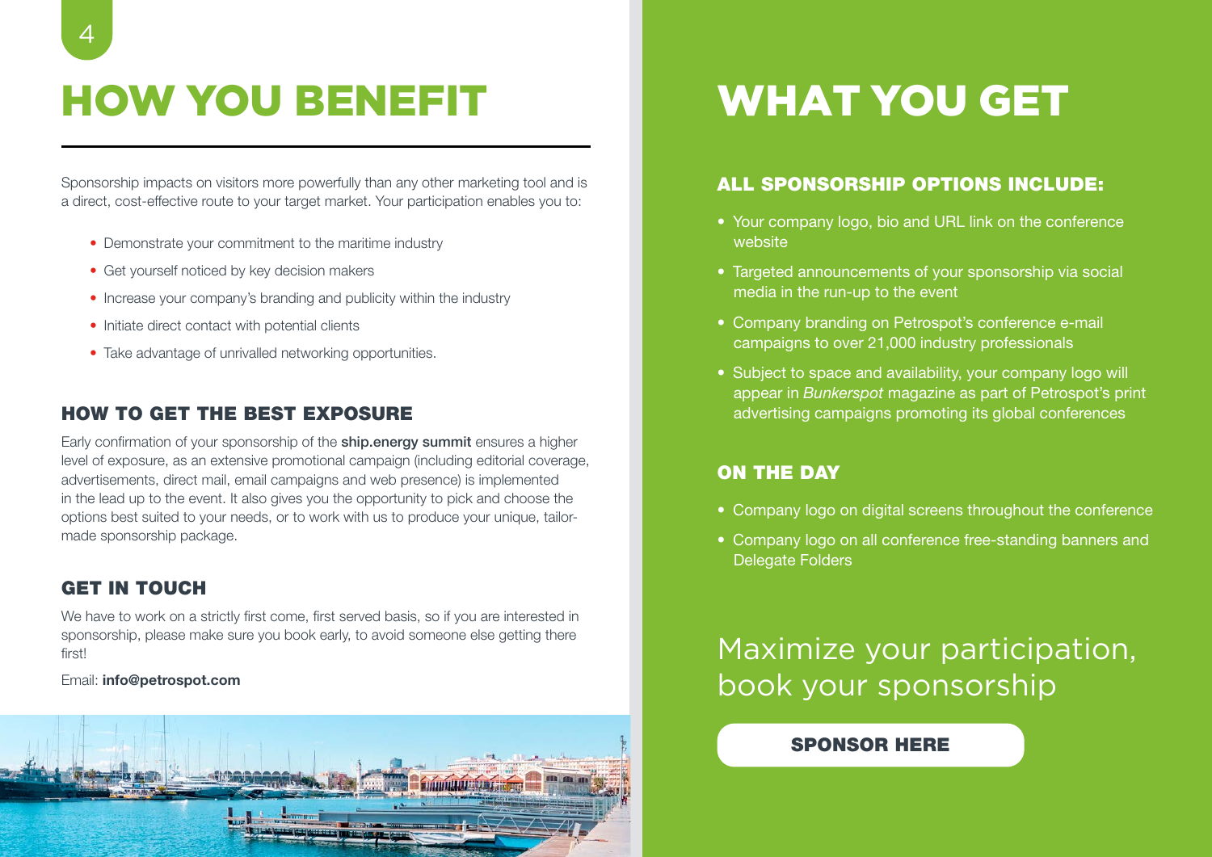# HOW YOU BENEFIT

Sponsorship impacts on visitors more powerfully than any other marketing tool and is a direct, cost-effective route to your target market. Your participation enables you to:

- Demonstrate your commitment to the maritime industry
- Get yourself noticed by key decision makers
- Increase your company's branding and publicity within the industry
- Initiate direct contact with potential clients
- Take advantage of unrivalled networking opportunities.

## HOW TO GET THE BEST EXPOSURE

Early confirmation of your sponsorship of the **ship.energy summit** ensures a higher level of exposure, as an extensive promotional campaign (including editorial coverage, advertisements, direct mail, email campaigns and web presence) is implemented in the lead up to the event. It also gives you the opportunity to pick and choose the options best suited to your needs, or to work with us to produce your unique, tailor-made sponsorship package.

## GET IN TOUCH

We have to work on a strictly first come, first served basis, so if you are interested in sponsorship, please make sure you book early, to avoid someone else getting there first!

Email: **info@petrospot.com**

# WHAT YOU GET

## ALL SPONSORSHIP OPTIONS INCLUDE:

- Your company logo, bio and URL link on the conference website
- Targeted announcements of your sponsorship via social media in the run-up to the event
- Company branding on Petrospot's conference e-mail campaigns to over 21,000 industry professionals
- Subject to space and availability, your company logo will appear in *Bunkerspot* magazine as part of Petrospot's print advertising campaigns promoting its global conferences

## ON THE DAY

- Company logo on digital screens throughout the conference
- Company logo on all conference free-standing banners and Delegate Folders

Maximize your participation, book your sponsorship

**SPONSOR HERE**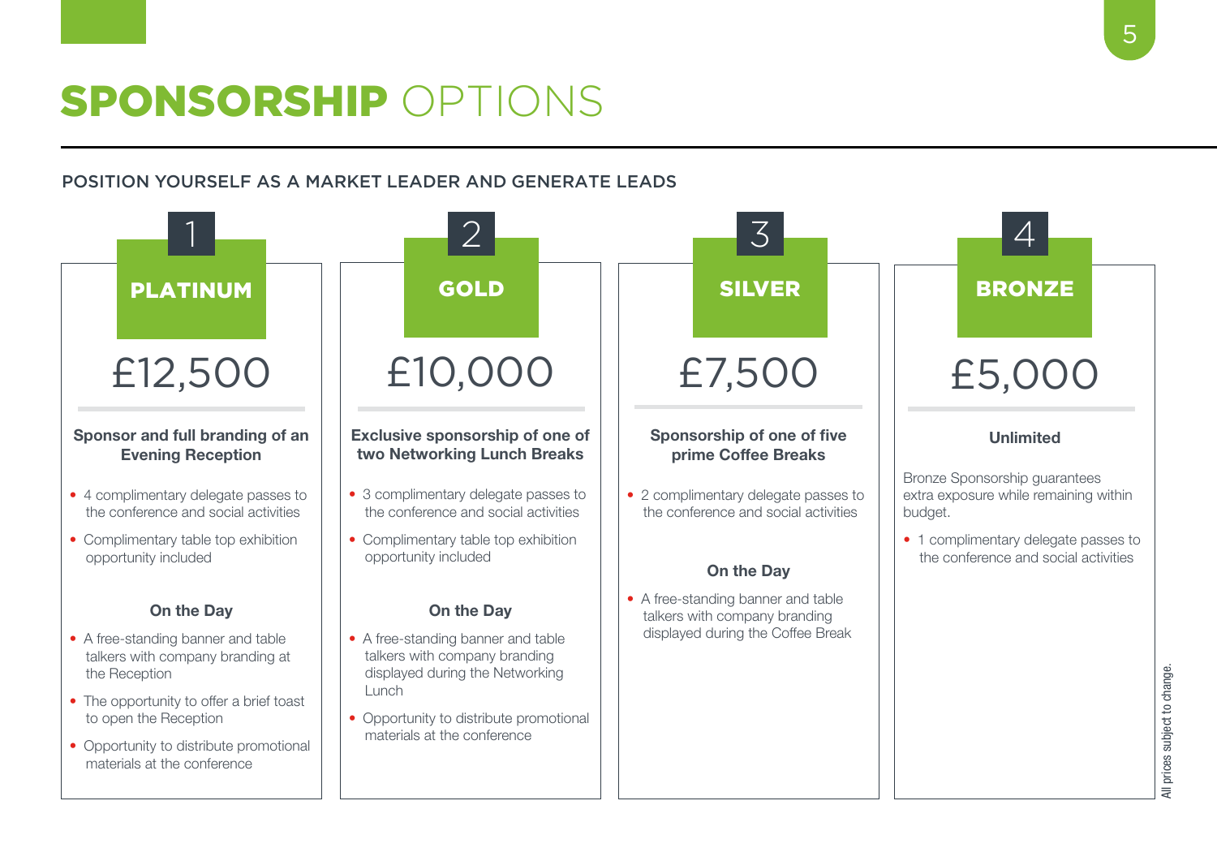# SPONSORSHIP OPTIONS

POSITION YOURSELF AS A MARKET LEADER AND GENERATE LEADS

## 1 PLATINUM

£12,500

**Sponsor and full branding of an Evening Reception**

- 4 complimentary delegate passes to the conference and social activities
- Complimentary table top exhibition opportunity included

**On the Day**

- A free-standing banner and table talkers with company branding at the Reception
- The opportunity to offer a brief toast to open the Reception
- Opportunity to distribute promotional materials at the conference

## 2 GOLD

£10,000

**Exclusive sponsorship of one of two Networking Lunch Breaks**

- 3 complimentary delegate passes to the conference and social activities
- Complimentary table top exhibition opportunity included

**On the Day**

- A free-standing banner and table talkers with company branding displayed during the Networking Lunch
- Opportunity to distribute promotional materials at the conference

## 3 SILVER

£7,500

**Sponsorship of one of five prime Coffee Breaks**

- 2 complimentary delegate passes to the conference and social activities

**On the Day**

- A free-standing banner and table talkers with company branding displayed during the Coffee Break

## 4 BRONZE

£5,000

**Unlimited**

Bronze Sponsorship guarantees extra exposure while remaining within budget.

- 1 complimentary delegate passes to the conference and social activities

All prices subject to change.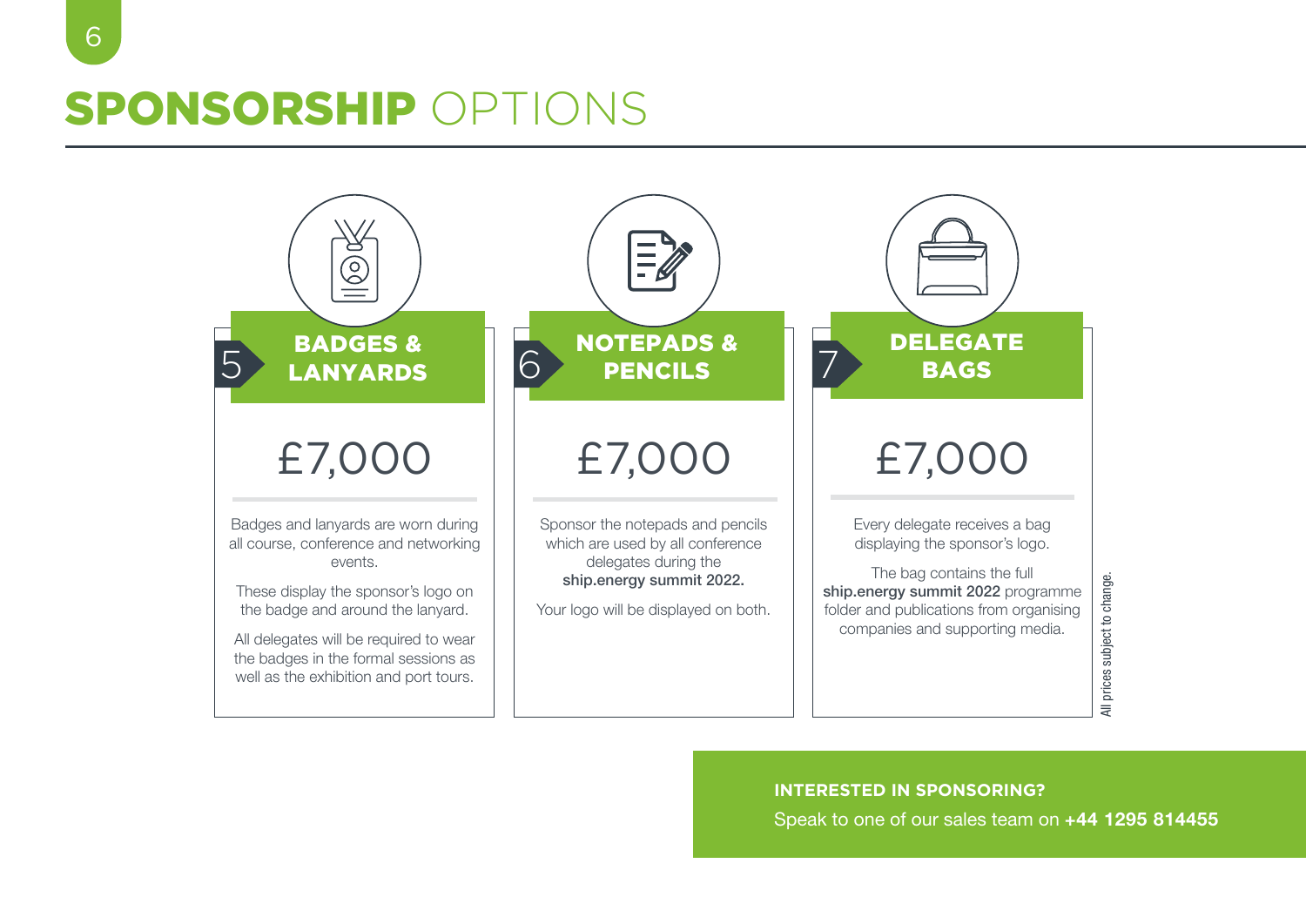# SPONSORSHIP OPTIONS

## 5 BADGES & LANYARDS

£7,000

Badges and lanyards are worn during all course, conference and networking events.

These display the sponsor's logo on the badge and around the lanyard.

All delegates will be required to wear the badges in the formal sessions as well as the exhibition and port tours.

## 6 NOTEPADS & PENCILS

£7,000

Sponsor the notepads and pencils which are used by all conference delegates during the **ship.energy summit 2022.**

Your logo will be displayed on both.

## 7 DELEGATE BAGS

£7,000

Every delegate receives a bag displaying the sponsor's logo.

The bag contains the full **ship.energy summit 2022** programme folder and publications from organising companies and supporting media.

All prices subject to change.

**INTERESTED IN SPONSORING?**

Speak to one of our sales team on **+44 1295 814455**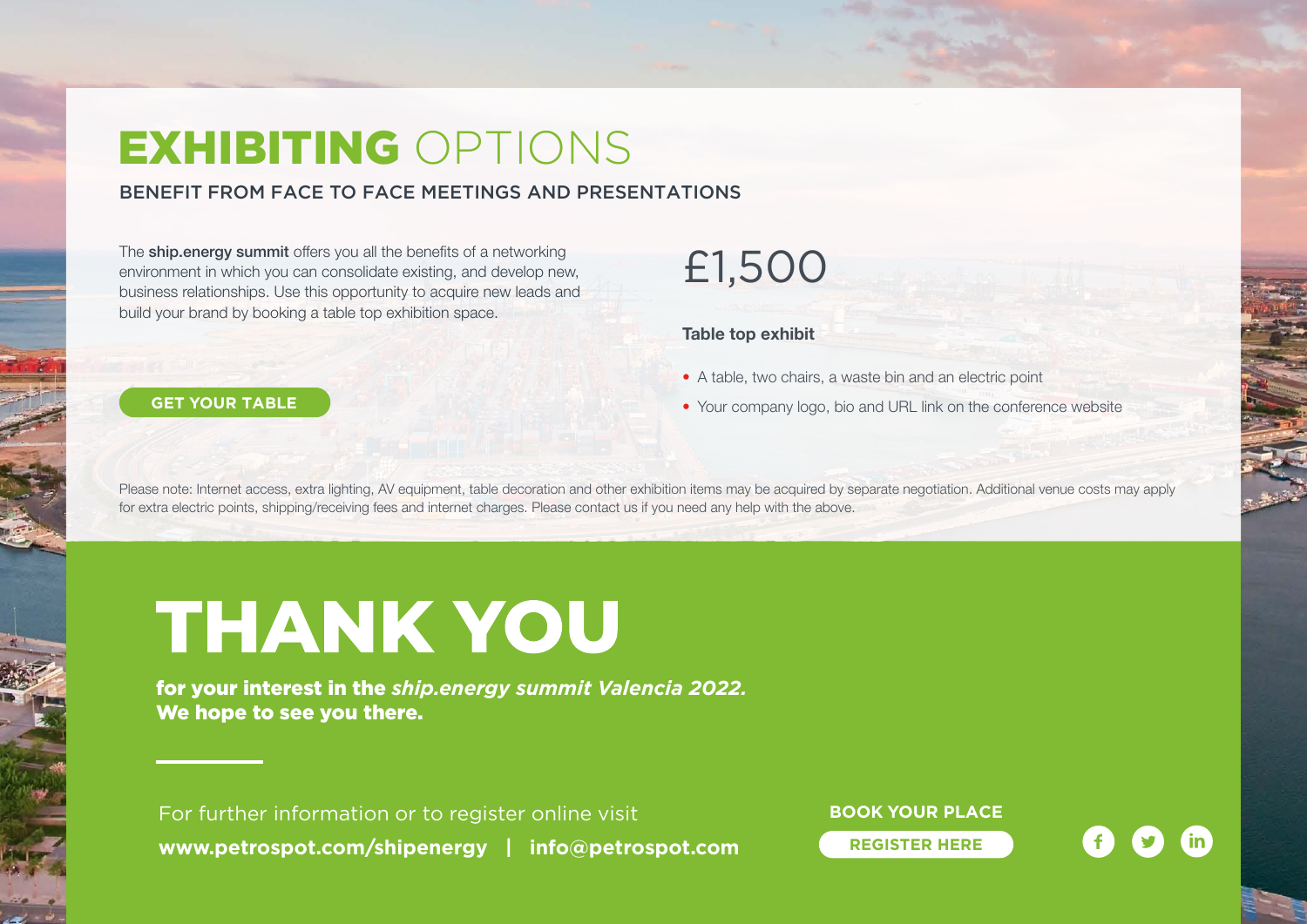# EXHIBITING OPTIONS

## BENEFIT FROM FACE TO FACE MEETINGS AND PRESENTATIONS

The **ship.energy summit** offers you all the benefits of a networking environment in which you can consolidate existing, and develop new, business relationships. Use this opportunity to acquire new leads and build your brand by booking a table top exhibition space.

GET YOUR TABLE

£1,500

**Table top exhibit**

- A table, two chairs, a waste bin and an electric point
- Your company logo, bio and URL link on the conference website

Please note: Internet access, extra lighting, AV equipment, table decoration and other exhibition items may be acquired by separate negotiation. Additional venue costs may apply for extra electric points, shipping/receiving fees and internet charges. Please contact us if you need any help with the above.

# THANK YOU

**for your interest in the *ship.energy summit Valencia 2022.* We hope to see you there.**

For further information or to register online visit

**www.petrospot.com/shipenergy | info@petrospot.com**

**BOOK YOUR PLACE**

REGISTER HERE